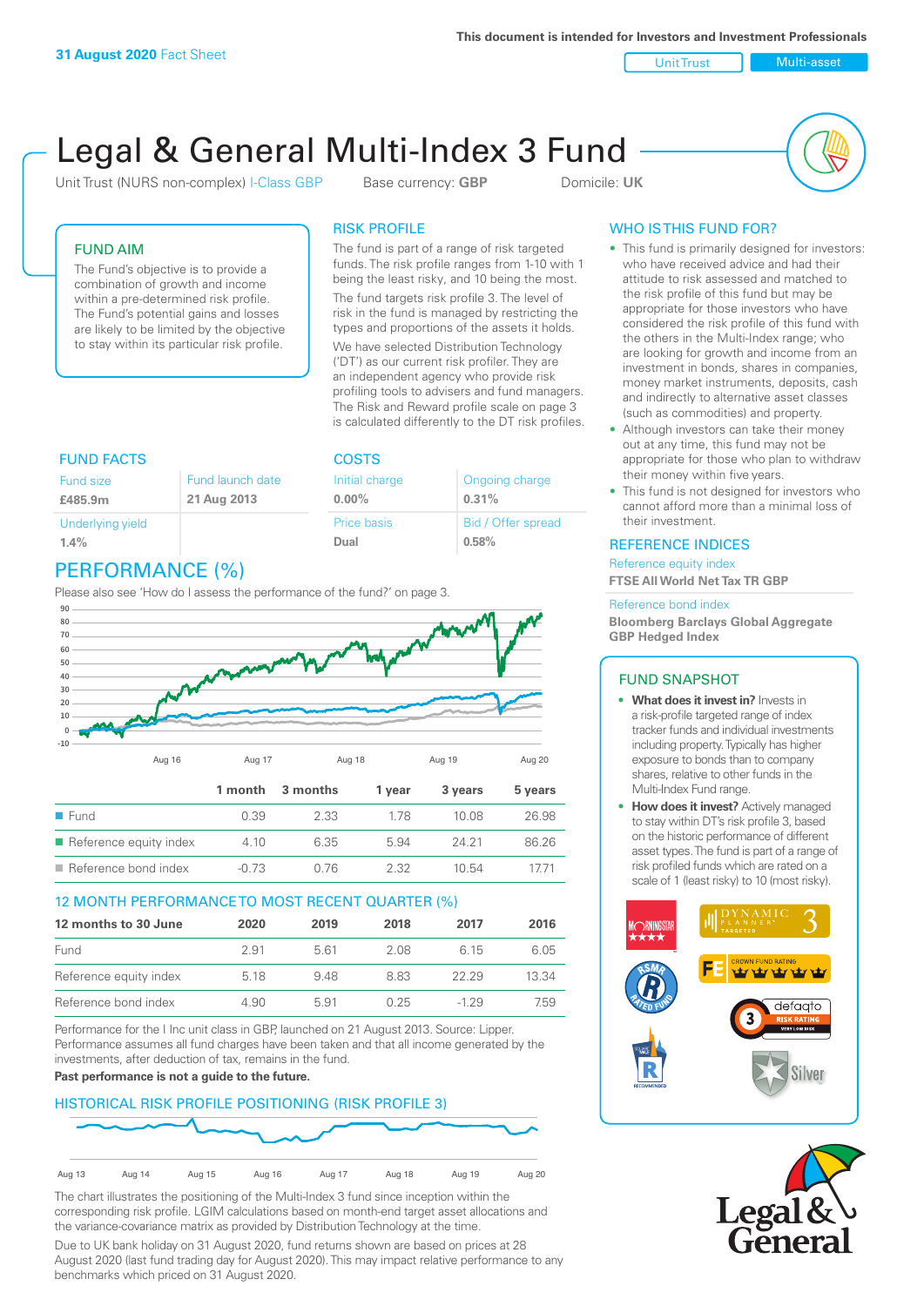31 August 2020 Fact Sheet

This document is intended for Investors and Investment Professionals

Unit Trust | Multi-asset

# Legal & General Multi-Index 3 Fund

Unit Trust (NURS non-complex) I-Class GBP    Base currency: **GBP**    Domicile: **UK**

## FUND AIM

The Fund's objective is to provide a combination of growth and income within a pre-determined risk profile. The Fund's potential gains and losses are likely to be limited by the objective to stay within its particular risk profile.

## RISK PROFILE

The fund is part of a range of risk targeted funds. The risk profile ranges from 1-10 with 1 being the least risky, and 10 being the most.

The fund targets risk profile 3. The level of risk in the fund is managed by restricting the types and proportions of the assets it holds.

We have selected Distribution Technology ('DT') as our current risk profiler. They are an independent agency who provide risk profiling tools to advisers and fund managers. The Risk and Reward profile scale on page 3 is calculated differently to the DT risk profiles.

## WHO IS THIS FUND FOR?

- This fund is primarily designed for investors: who have received advice and had their attitude to risk assessed and matched to the risk profile of this fund but may be appropriate for those investors who have considered the risk profile of this fund with the others in the Multi-Index range; who are looking for growth and income from an investment in bonds, shares in companies, money market instruments, deposits, cash and indirectly to alternative asset classes (such as commodities) and property.
- Although investors can take their money out at any time, this fund may not be appropriate for those who plan to withdraw their money within five years.
- This fund is not designed for investors who cannot afford more than a minimal loss of their investment.

## FUND FACTS

| Fund size | Fund launch date |
|---|---|
| **£485.9m** | **21 Aug 2013** |
| Underlying yield | |
| **1.4%** | |

## COSTS

| Initial charge | Ongoing charge |
|---|---|
| **0.00%** | **0.31%** |
| Price basis | Bid / Offer spread |
| **Dual** | **0.58%** |

## REFERENCE INDICES

Reference equity index
**FTSE All World Net Tax TR GBP**

Reference bond index
**Bloomberg Barclays Global Aggregate GBP Hedged Index**

## PERFORMANCE (%)

Please also see 'How do I assess the performance of the fund?' on page 3.

| | 1 month | 3 months | 1 year | 3 years | 5 years |
|---|---|---|---|---|---|
| Fund | 0.39 | 2.33 | 1.78 | 10.08 | 26.98 |
| Reference equity index | 4.10 | 6.35 | 5.94 | 24.21 | 86.26 |
| Reference bond index | -0.73 | 0.76 | 2.32 | 10.54 | 17.71 |

## 12 MONTH PERFORMANCE TO MOST RECENT QUARTER (%)

| 12 months to 30 June | 2020 | 2019 | 2018 | 2017 | 2016 |
|---|---|---|---|---|---|
| Fund | 2.91 | 5.61 | 2.08 | 6.15 | 6.05 |
| Reference equity index | 5.18 | 9.48 | 8.83 | 22.29 | 13.34 |
| Reference bond index | 4.90 | 5.91 | 0.25 | -1.29 | 7.59 |

Performance for the I Inc unit class in GBP, launched on 21 August 2013. Source: Lipper. Performance assumes all fund charges have been taken and that all income generated by the investments, after deduction of tax, remains in the fund.

**Past performance is not a guide to the future.**

## FUND SNAPSHOT

- **What does it invest in?** Invests in a risk-profile targeted range of index tracker funds and individual investments including property. Typically has higher exposure to bonds than to company shares, relative to other funds in the Multi-Index Fund range.
- **How does it invest?** Actively managed to stay within DT's risk profile 3, based on the historic performance of different asset types. The fund is part of a range of risk profiled funds which are rated on a scale of 1 (least risky) to 10 (most risky).

## HISTORICAL RISK PROFILE POSITIONING (RISK PROFILE 3)

The chart illustrates the positioning of the Multi-Index 3 fund since inception within the corresponding risk profile. LGIM calculations based on month-end target asset allocations and the variance-covariance matrix as provided by Distribution Technology at the time.

Due to UK bank holiday on 31 August 2020, fund returns shown are based on prices at 28 August 2020 (last fund trading day for August 2020). This may impact relative performance to any benchmarks which priced on 31 August 2020.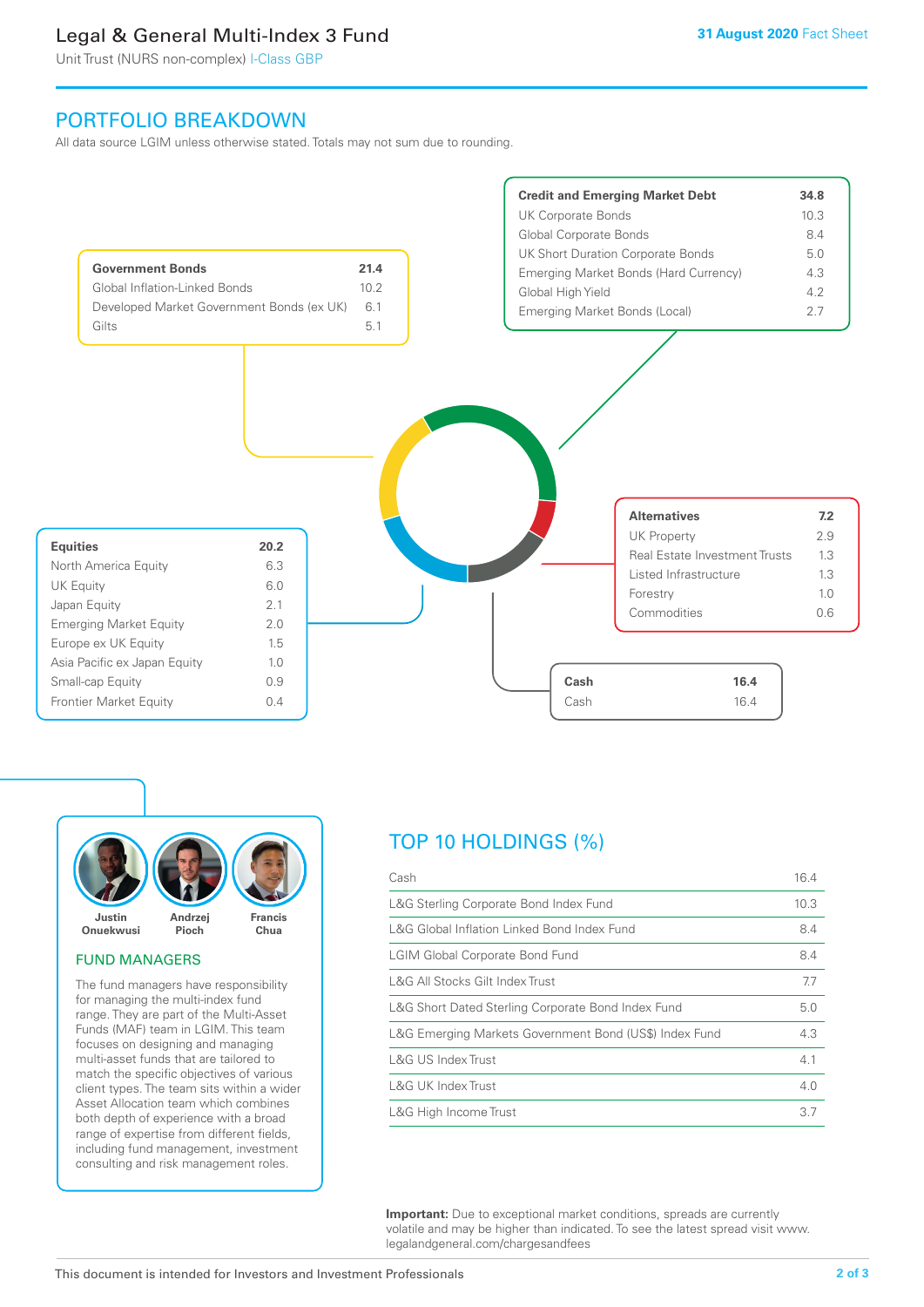# Legal & General Multi-Index 3 Fund

Unit Trust (NURS non-complex) I-Class GBP

**31 August 2020** Fact Sheet

## PORTFOLIO BREAKDOWN

All data source LGIM unless otherwise stated. Totals may not sum due to rounding.

| **Government Bonds** | **21.4** |
|---|---|
| Global Inflation-Linked Bonds | 10.2 |
| Developed Market Government Bonds (ex UK) | 6.1 |
| Gilts | 5.1 |

| **Credit and Emerging Market Debt** | **34.8** |
|---|---|
| UK Corporate Bonds | 10.3 |
| Global Corporate Bonds | 8.4 |
| UK Short Duration Corporate Bonds | 5.0 |
| Emerging Market Bonds (Hard Currency) | 4.3 |
| Global High Yield | 4.2 |
| Emerging Market Bonds (Local) | 2.7 |

| **Alternatives** | **7.2** |
|---|---|
| UK Property | 2.9 |
| Real Estate Investment Trusts | 1.3 |
| Listed Infrastructure | 1.3 |
| Forestry | 1.0 |
| Commodities | 0.6 |

| **Equities** | **20.2** |
|---|---|
| North America Equity | 6.3 |
| UK Equity | 6.0 |
| Japan Equity | 2.1 |
| Emerging Market Equity | 2.0 |
| Europe ex UK Equity | 1.5 |
| Asia Pacific ex Japan Equity | 1.0 |
| Small-cap Equity | 0.9 |
| Frontier Market Equity | 0.4 |

| **Cash** | **16.4** |
|---|---|
| Cash | 16.4 |

Justin Onuekwusi, Andrzej Pioch, Francis Chua

### FUND MANAGERS

The fund managers have responsibility for managing the multi-index fund range. They are part of the Multi-Asset Funds (MAF) team in LGIM. This team focuses on designing and managing multi-asset funds that are tailored to match the specific objectives of various client types. The team sits within a wider Asset Allocation team which combines both depth of experience with a broad range of expertise from different fields, including fund management, investment consulting and risk management roles.

## TOP 10 HOLDINGS (%)

| Holding | % |
|---|---|
| Cash | 16.4 |
| L&G Sterling Corporate Bond Index Fund | 10.3 |
| L&G Global Inflation Linked Bond Index Fund | 8.4 |
| LGIM Global Corporate Bond Fund | 8.4 |
| L&G All Stocks Gilt Index Trust | 7.7 |
| L&G Short Dated Sterling Corporate Bond Index Fund | 5.0 |
| L&G Emerging Markets Government Bond (US$) Index Fund | 4.3 |
| L&G US Index Trust | 4.1 |
| L&G UK Index Trust | 4.0 |
| L&G High Income Trust | 3.7 |

**Important:** Due to exceptional market conditions, spreads are currently volatile and may be higher than indicated. To see the latest spread visit www.legalandgeneral.com/chargesandfees

This document is intended for Investors and Investment Professionals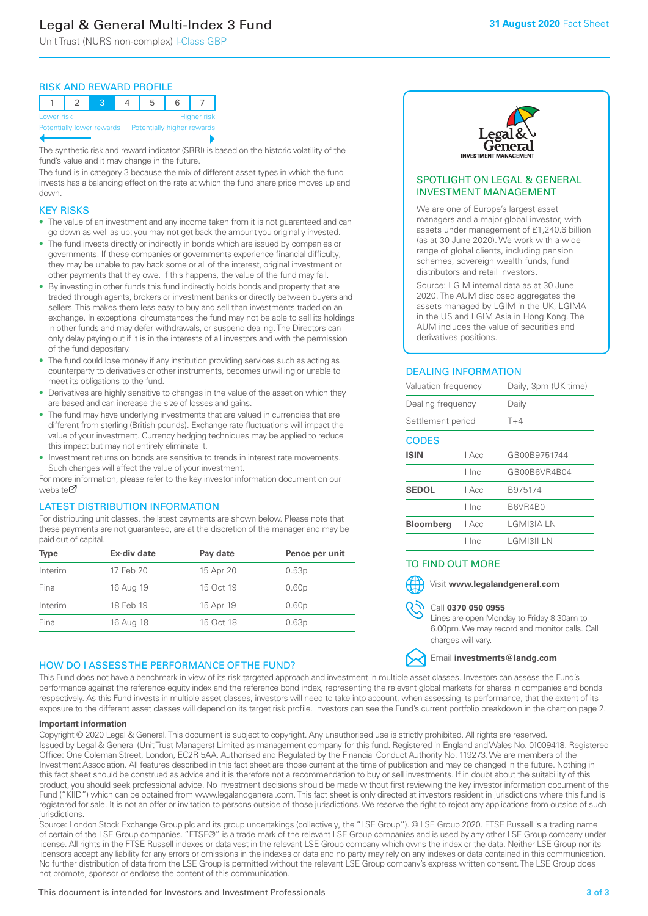# Legal & General Multi-Index 3 Fund

Unit Trust (NURS non-complex) I-Class GBP

**31 August 2020** Fact Sheet

## RISK AND REWARD PROFILE

| 1 | 2 | 3 | 4 | 5 | 6 | 7 |
|---|---|---|---|---|---|---|

Lower risk — Higher risk

Potentially lower rewards — Potentially higher rewards

The synthetic risk and reward indicator (SRRI) is based on the historic volatility of the fund's value and it may change in the future.

The fund is in category 3 because the mix of different asset types in which the fund invests has a balancing effect on the rate at which the fund share price moves up and down.

## KEY RISKS

- The value of an investment and any income taken from it is not guaranteed and can go down as well as up; you may not get back the amount you originally invested.
- The fund invests directly or indirectly in bonds which are issued by companies or governments. If these companies or governments experience financial difficulty, they may be unable to pay back some or all of the interest, original investment or other payments that they owe. If this happens, the value of the fund may fall.
- By investing in other funds this fund indirectly holds bonds and property that are traded through agents, brokers or investment banks or directly between buyers and sellers. This makes them less easy to buy and sell than investments traded on an exchange. In exceptional circumstances the fund may not be able to sell its holdings in other funds and may defer withdrawals, or suspend dealing. The Directors can only delay paying out if it is in the interests of all investors and with the permission of the fund depositary.
- The fund could lose money if any institution providing services such as acting as counterparty to derivatives or other instruments, becomes unwilling or unable to meet its obligations to the fund.
- Derivatives are highly sensitive to changes in the value of the asset on which they are based and can increase the size of losses and gains.
- The fund may have underlying investments that are valued in currencies that are different from sterling (British pounds). Exchange rate fluctuations will impact the value of your investment. Currency hedging techniques may be applied to reduce this impact but may not entirely eliminate it.
- Investment returns on bonds are sensitive to trends in interest rate movements. Such changes will affect the value of your investment.

For more information, please refer to the key investor information document on our website

## LATEST DISTRIBUTION INFORMATION

For distributing unit classes, the latest payments are shown below. Please note that these payments are not guaranteed, are at the discretion of the manager and may be paid out of capital.

| Type | Ex-div date | Pay date | Pence per unit |
|---|---|---|---|
| Interim | 17 Feb 20 | 15 Apr 20 | 0.53p |
| Final | 16 Aug 19 | 15 Oct 19 | 0.60p |
| Interim | 18 Feb 19 | 15 Apr 19 | 0.60p |
| Final | 16 Aug 18 | 15 Oct 18 | 0.63p |

## SPOTLIGHT ON LEGAL & GENERAL INVESTMENT MANAGEMENT

We are one of Europe's largest asset managers and a major global investor, with assets under management of £1,240.6 billion (as at 30 June 2020). We work with a wide range of global clients, including pension schemes, sovereign wealth funds, fund distributors and retail investors.

Source: LGIM internal data as at 30 June 2020. The AUM disclosed aggregates the assets managed by LGIM in the UK, LGIMA in the US and LGIM Asia in Hong Kong. The AUM includes the value of securities and derivatives positions.

## DEALING INFORMATION

| | |
|---|---|
| Valuation frequency | Daily, 3pm (UK time) |
| Dealing frequency | Daily |
| Settlement period | T+4 |

## CODES

| | | |
|---|---|---|
| **ISIN** | I Acc | GB00B9751744 |
| | I Inc | GB00B6VR4B04 |
| **SEDOL** | I Acc | B975174 |
| | I Inc | B6VR4B0 |
| **Bloomberg** | I Acc | LGMI3IA LN |
| | I Inc | LGMI3II LN |

## TO FIND OUT MORE

Visit **www.legalandgeneral.com**

Call **0370 050 0955**
Lines are open Monday to Friday 8.30am to 6.00pm. We may record and monitor calls. Call charges will vary.

Email **investments@landg.com**

## HOW DO I ASSESS THE PERFORMANCE OF THE FUND?

This Fund does not have a benchmark in view of its risk targeted approach and investment in multiple asset classes. Investors can assess the Fund's performance against the reference equity index and the reference bond index, representing the relevant global markets for shares in companies and bonds respectively. As this Fund invests in multiple asset classes, investors will need to take into account, when assessing its performance, that the extent of its exposure to the different asset classes will depend on its target risk profile. Investors can see the Fund's current portfolio breakdown in the chart on page 2.

### Important information

Copyright © 2020 Legal & General. This document is subject to copyright. Any unauthorised use is strictly prohibited. All rights are reserved.

Issued by Legal & General (Unit Trust Managers) Limited as management company for this fund. Registered in England and Wales No. 01009418. Registered Office: One Coleman Street, London, EC2R 5AA. Authorised and Regulated by the Financial Conduct Authority No. 119273. We are members of the Investment Association. All features described in this fact sheet are those current at the time of publication and may be changed in the future. Nothing in this fact sheet should be construed as advice and it is therefore not a recommendation to buy or sell investments. If in doubt about the suitability of this product, you should seek professional advice. No investment decisions should be made without first reviewing the key investor information document of the Fund ("KIID") which can be obtained from www.legalandgeneral.com. This fact sheet is only directed at investors resident in jurisdictions where this fund is registered for sale. It is not an offer or invitation to persons outside of those jurisdictions. We reserve the right to reject any applications from outside of such jurisdictions.

Source: London Stock Exchange Group plc and its group undertakings (collectively, the "LSE Group"). © LSE Group 2020. FTSE Russell is a trading name of certain of the LSE Group companies. "FTSE®" is a trade mark of the relevant LSE Group companies and is used by any other LSE Group company under license. All rights in the FTSE Russell indexes or data vest in the relevant LSE Group company which owns the index or the data. Neither LSE Group nor its licensors accept any liability for any errors or omissions in the indexes or data and no party may rely on any indexes or data contained in this communication. No further distribution of data from the LSE Group is permitted without the relevant LSE Group company's express written consent. The LSE Group does not promote, sponsor or endorse the content of this communication.

This document is intended for Investors and Investment Professionals